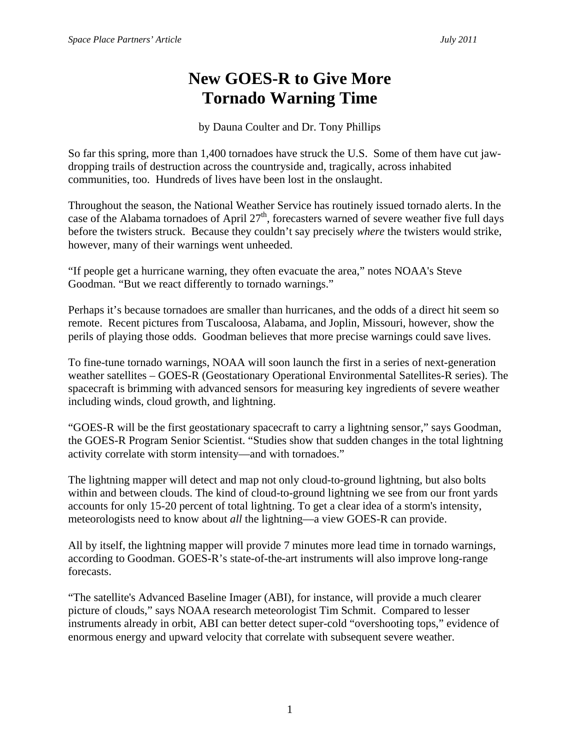# New GOES-R to Give More Tornado Warning Time

by Dauna Coulter and Dr. Tony Phillips

So far this spring, more than 1,400 tornadoes have struck the U.S. Some of them have cut jaw-dropping trails of destruction across the countryside and, tragically, across inhabited communities, too. Hundreds of lives have been lost in the onslaught.

Throughout the season, the National Weather Service has routinely issued tornado alerts. In the case of the Alabama tornadoes of April 27th, forecasters warned of severe weather five full days before the twisters struck. Because they couldn't say precisely *where* the twisters would strike, however, many of their warnings went unheeded.

"If people get a hurricane warning, they often evacuate the area," notes NOAA's Steve Goodman. "But we react differently to tornado warnings."

Perhaps it's because tornadoes are smaller than hurricanes, and the odds of a direct hit seem so remote. Recent pictures from Tuscaloosa, Alabama, and Joplin, Missouri, however, show the perils of playing those odds. Goodman believes that more precise warnings could save lives.

To fine-tune tornado warnings, NOAA will soon launch the first in a series of next-generation weather satellites – GOES-R (Geostationary Operational Environmental Satellites-R series). The spacecraft is brimming with advanced sensors for measuring key ingredients of severe weather including winds, cloud growth, and lightning.

"GOES-R will be the first geostationary spacecraft to carry a lightning sensor," says Goodman, the GOES-R Program Senior Scientist. "Studies show that sudden changes in the total lightning activity correlate with storm intensity—and with tornadoes."

The lightning mapper will detect and map not only cloud-to-ground lightning, but also bolts within and between clouds. The kind of cloud-to-ground lightning we see from our front yards accounts for only 15-20 percent of total lightning. To get a clear idea of a storm's intensity, meteorologists need to know about *all* the lightning—a view GOES-R can provide.

All by itself, the lightning mapper will provide 7 minutes more lead time in tornado warnings, according to Goodman. GOES-R's state-of-the-art instruments will also improve long-range forecasts.

"The satellite's Advanced Baseline Imager (ABI), for instance, will provide a much clearer picture of clouds," says NOAA research meteorologist Tim Schmit. Compared to lesser instruments already in orbit, ABI can better detect super-cold "overshooting tops," evidence of enormous energy and upward velocity that correlate with subsequent severe weather.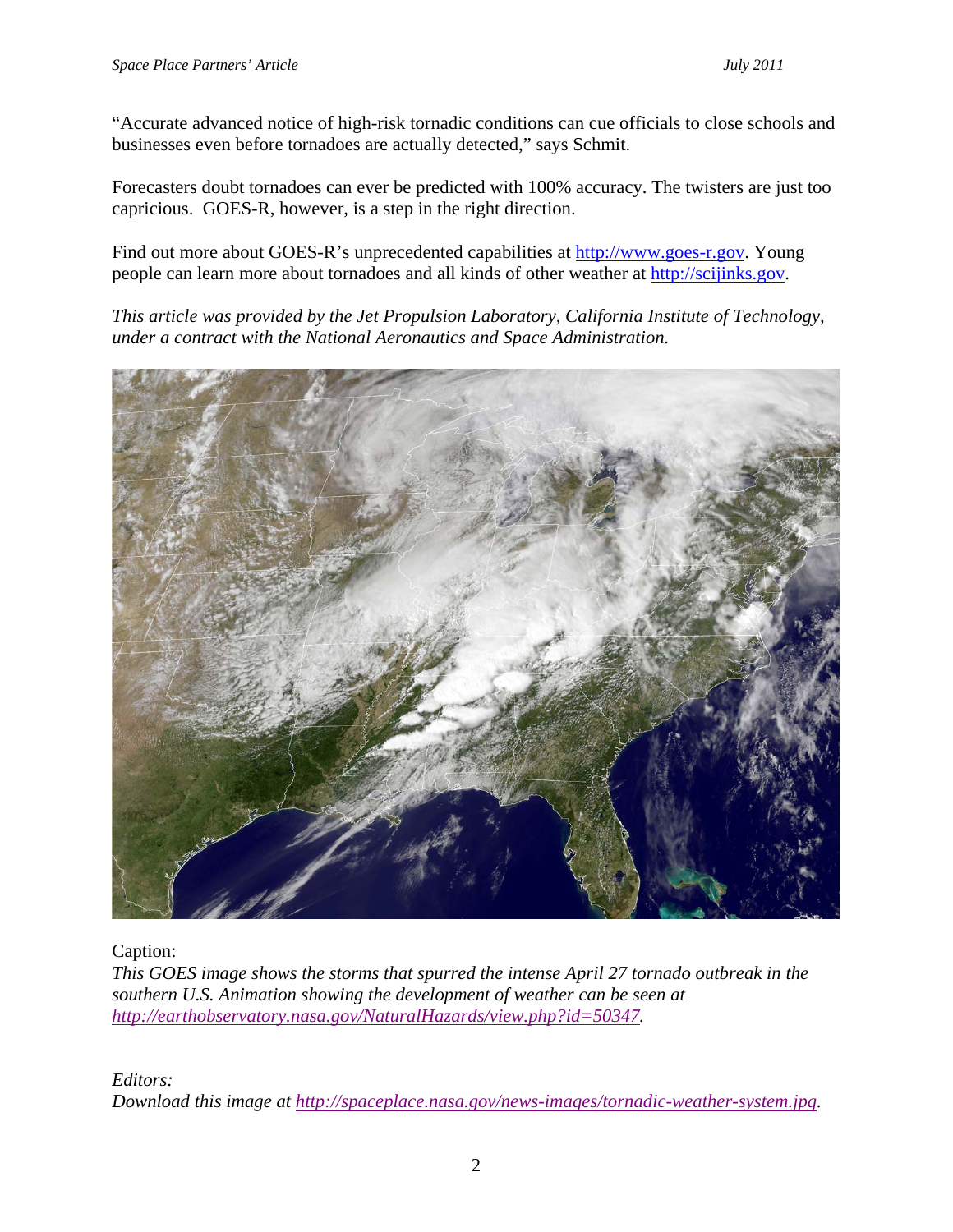"Accurate advanced notice of high-risk tornadic conditions can cue officials to close schools and businesses even before tornadoes are actually detected," says Schmit.

Forecasters doubt tornadoes can ever be predicted with 100% accuracy. The twisters are just too capricious. GOES-R, however, is a step in the right direction.

Find out more about GOES-R's unprecedented capabilities at http://www.goes-r.gov. Young people can learn more about tornadoes and all kinds of other weather at http://scijinks.gov.

*This article was provided by the Jet Propulsion Laboratory, California Institute of Technology, under a contract with the National Aeronautics and Space Administration.*

Caption:
*This GOES image shows the storms that spurred the intense April 27 tornado outbreak in the southern U.S. Animation showing the development of weather can be seen at http://earthobservatory.nasa.gov/NaturalHazards/view.php?id=50347.*

*Editors:*
*Download this image at http://spaceplace.nasa.gov/news-images/tornadic-weather-system.jpg.*